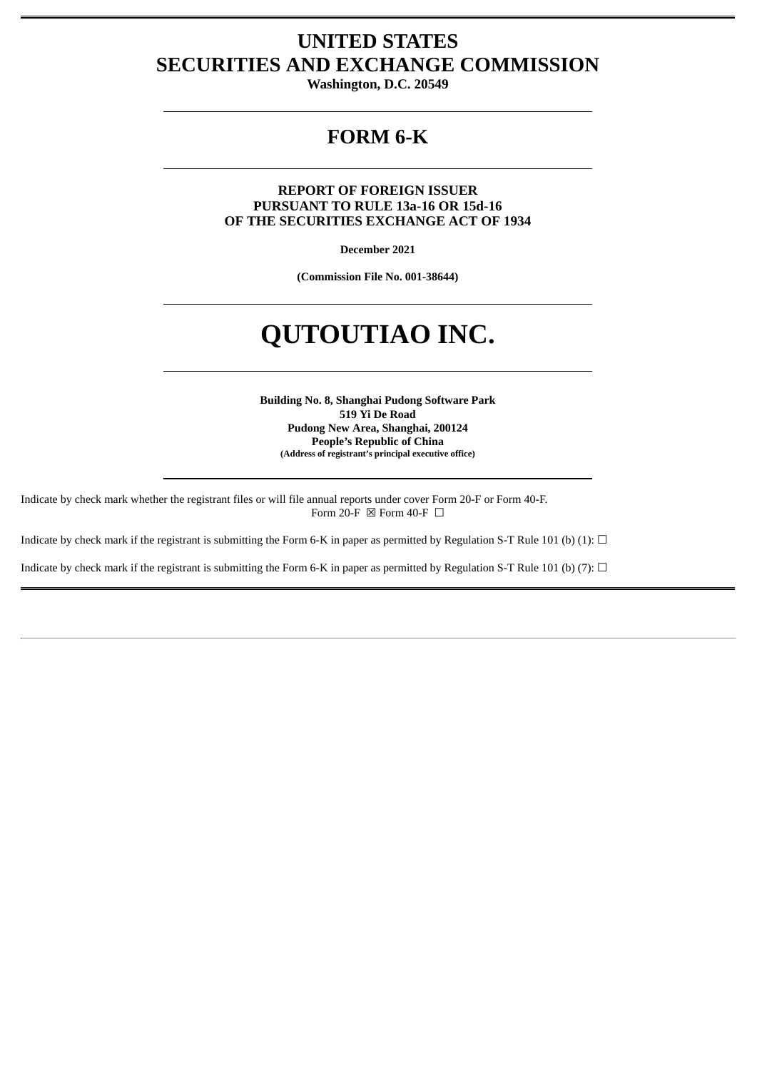# UNITED STATES
# SECURITIES AND EXCHANGE COMMISSION

**Washington, D.C. 20549**

---

## FORM 6-K

---

**REPORT OF FOREIGN ISSUER**
**PURSUANT TO RULE 13a-16 OR 15d-16**
**OF THE SECURITIES EXCHANGE ACT OF 1934**

**December 2021**

**(Commission File No. 001-38644)**

---

# QUTOUTIAO INC.

---

**Building No. 8, Shanghai Pudong Software Park**
**519 Yi De Road**
**Pudong New Area, Shanghai, 200124**
**People's Republic of China**
**(Address of registrant's principal executive office)**

---

Indicate by check mark whether the registrant files or will file annual reports under cover Form 20-F or Form 40-F.
Form 20-F ☒ Form 40-F ☐

Indicate by check mark if the registrant is submitting the Form 6-K in paper as permitted by Regulation S-T Rule 101 (b) (1): ☐

Indicate by check mark if the registrant is submitting the Form 6-K in paper as permitted by Regulation S-T Rule 101 (b) (7): ☐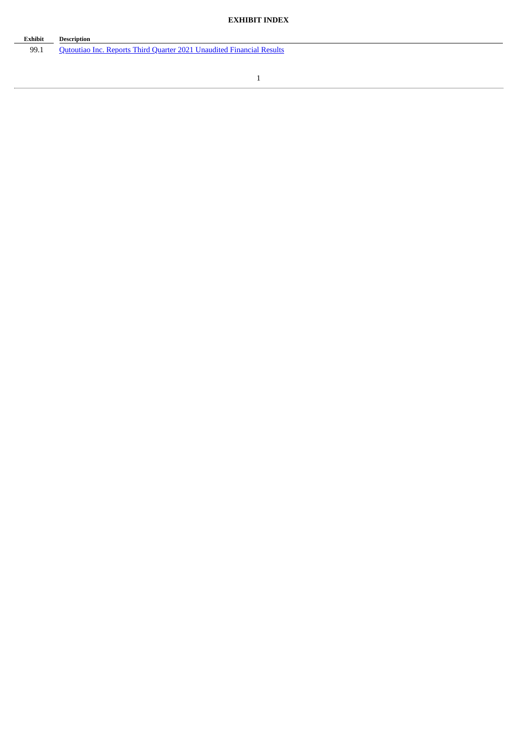**EXHIBIT INDEX**

| Exhibit | Description |
|---|---|
| 99.1 | Qutoutiao Inc. Reports Third Quarter 2021 Unaudited Financial Results |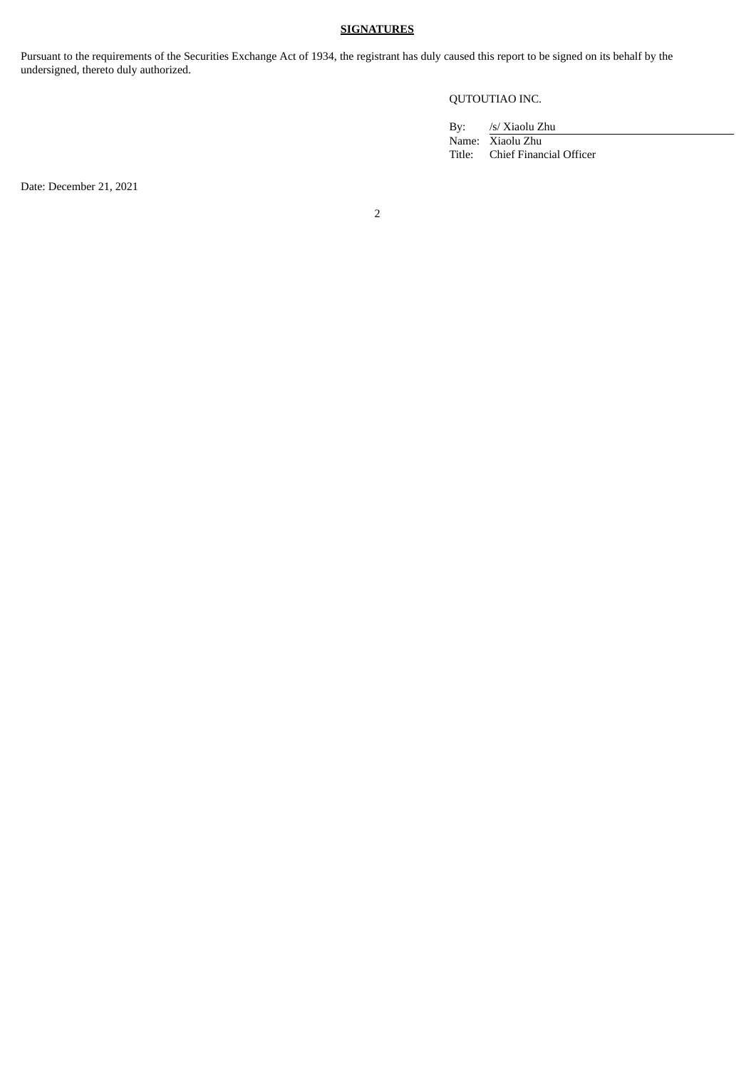**SIGNATURES**

Pursuant to the requirements of the Securities Exchange Act of 1934, the registrant has duly caused this report to be signed on its behalf by the undersigned, thereto duly authorized.

QUTOUTIAO INC.

By: /s/ Xiaolu Zhu
Name: Xiaolu Zhu
Title: Chief Financial Officer

Date: December 21, 2021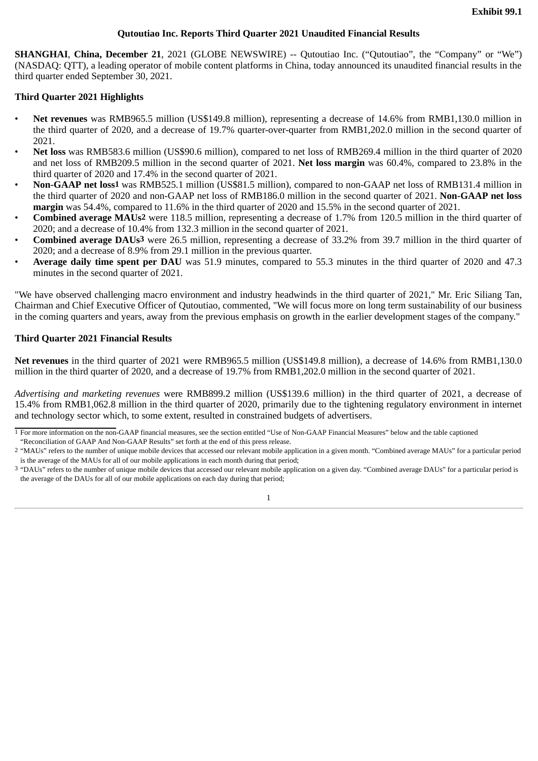**Exhibit 99.1**

# Qutoutiao Inc. Reports Third Quarter 2021 Unaudited Financial Results

**SHANGHAI**, **China, December 21**, 2021 (GLOBE NEWSWIRE) -- Qutoutiao Inc. (“Qutoutiao”, the “Company” or “We”) (NASDAQ: QTT), a leading operator of mobile content platforms in China, today announced its unaudited financial results in the third quarter ended September 30, 2021.

## Third Quarter 2021 Highlights

- **Net revenues** was RMB965.5 million (US$149.8 million), representing a decrease of 14.6% from RMB1,130.0 million in the third quarter of 2020, and a decrease of 19.7% quarter-over-quarter from RMB1,202.0 million in the second quarter of 2021.
- **Net loss** was RMB583.6 million (US$90.6 million), compared to net loss of RMB269.4 million in the third quarter of 2020 and net loss of RMB209.5 million in the second quarter of 2021. **Net loss margin** was 60.4%, compared to 23.8% in the third quarter of 2020 and 17.4% in the second quarter of 2021.
- **Non-GAAP net loss**[1] was RMB525.1 million (US$81.5 million), compared to non-GAAP net loss of RMB131.4 million in the third quarter of 2020 and non-GAAP net loss of RMB186.0 million in the second quarter of 2021. **Non-GAAP net loss margin** was 54.4%, compared to 11.6% in the third quarter of 2020 and 15.5% in the second quarter of 2021.
- **Combined average MAUs**[2] were 118.5 million, representing a decrease of 1.7% from 120.5 million in the third quarter of 2020; and a decrease of 10.4% from 132.3 million in the second quarter of 2021.
- **Combined average DAUs**[3] were 26.5 million, representing a decrease of 33.2% from 39.7 million in the third quarter of 2020; and a decrease of 8.9% from 29.1 million in the previous quarter.
- **Average daily time spent per DAU** was 51.9 minutes, compared to 55.3 minutes in the third quarter of 2020 and 47.3 minutes in the second quarter of 2021.

"We have observed challenging macro environment and industry headwinds in the third quarter of 2021," Mr. Eric Siliang Tan, Chairman and Chief Executive Officer of Qutoutiao, commented, "We will focus more on long term sustainability of our business in the coming quarters and years, away from the previous emphasis on growth in the earlier development stages of the company."

## Third Quarter 2021 Financial Results

**Net revenues** in the third quarter of 2021 were RMB965.5 million (US$149.8 million), a decrease of 14.6% from RMB1,130.0 million in the third quarter of 2020, and a decrease of 19.7% from RMB1,202.0 million in the second quarter of 2021.

*Advertising and marketing revenues* were RMB899.2 million (US$139.6 million) in the third quarter of 2021, a decrease of 15.4% from RMB1,062.8 million in the third quarter of 2020, primarily due to the tightening regulatory environment in internet and technology sector which, to some extent, resulted in constrained budgets of advertisers.

---

[1] For more information on the non-GAAP financial measures, see the section entitled “Use of Non-GAAP Financial Measures” below and the table captioned “Reconciliation of GAAP And Non-GAAP Results” set forth at the end of this press release.

[2] “MAUs” refers to the number of unique mobile devices that accessed our relevant mobile application in a given month. “Combined average MAUs” for a particular period is the average of the MAUs for all of our mobile applications in each month during that period;

[3] “DAUs” refers to the number of unique mobile devices that accessed our relevant mobile application on a given day. “Combined average DAUs” for a particular period is the average of the DAUs for all of our mobile applications on each day during that period;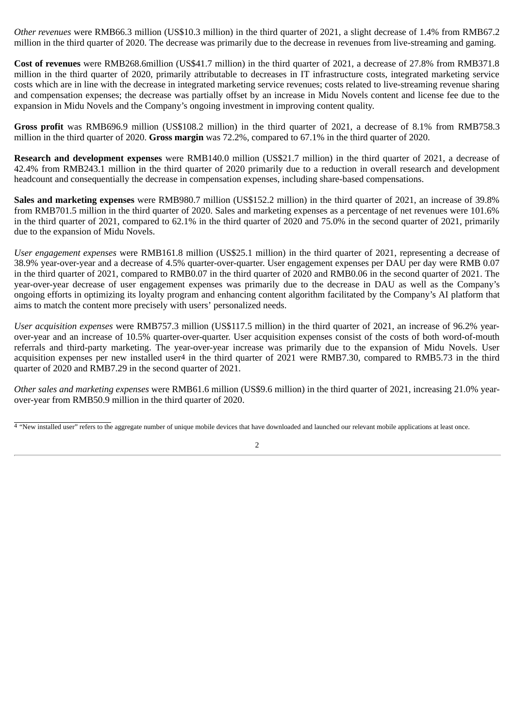*Other revenues* were RMB66.3 million (US$10.3 million) in the third quarter of 2021, a slight decrease of 1.4% from RMB67.2 million in the third quarter of 2020. The decrease was primarily due to the decrease in revenues from live-streaming and gaming.

**Cost of revenues** were RMB268.6million (US$41.7 million) in the third quarter of 2021, a decrease of 27.8% from RMB371.8 million in the third quarter of 2020, primarily attributable to decreases in IT infrastructure costs, integrated marketing service costs which are in line with the decrease in integrated marketing service revenues; costs related to live-streaming revenue sharing and compensation expenses; the decrease was partially offset by an increase in Midu Novels content and license fee due to the expansion in Midu Novels and the Company's ongoing investment in improving content quality.

**Gross profit** was RMB696.9 million (US$108.2 million) in the third quarter of 2021, a decrease of 8.1% from RMB758.3 million in the third quarter of 2020. **Gross margin** was 72.2%, compared to 67.1% in the third quarter of 2020.

**Research and development expenses** were RMB140.0 million (US$21.7 million) in the third quarter of 2021, a decrease of 42.4% from RMB243.1 million in the third quarter of 2020 primarily due to a reduction in overall research and development headcount and consequentially the decrease in compensation expenses, including share-based compensations.

**Sales and marketing expenses** were RMB980.7 million (US$152.2 million) in the third quarter of 2021, an increase of 39.8% from RMB701.5 million in the third quarter of 2020. Sales and marketing expenses as a percentage of net revenues were 101.6% in the third quarter of 2021, compared to 62.1% in the third quarter of 2020 and 75.0% in the second quarter of 2021, primarily due to the expansion of Midu Novels.

*User engagement expenses* were RMB161.8 million (US$25.1 million) in the third quarter of 2021, representing a decrease of 38.9% year-over-year and a decrease of 4.5% quarter-over-quarter. User engagement expenses per DAU per day were RMB 0.07 in the third quarter of 2021, compared to RMB0.07 in the third quarter of 2020 and RMB0.06 in the second quarter of 2021. The year-over-year decrease of user engagement expenses was primarily due to the decrease in DAU as well as the Company's ongoing efforts in optimizing its loyalty program and enhancing content algorithm facilitated by the Company's AI platform that aims to match the content more precisely with users' personalized needs.

*User acquisition expenses* were RMB757.3 million (US$117.5 million) in the third quarter of 2021, an increase of 96.2% year-over-year and an increase of 10.5% quarter-over-quarter. User acquisition expenses consist of the costs of both word-of-mouth referrals and third-party marketing. The year-over-year increase was primarily due to the expansion of Midu Novels. User acquisition expenses per new installed user[4] in the third quarter of 2021 were RMB7.30, compared to RMB5.73 in the third quarter of 2020 and RMB7.29 in the second quarter of 2021.

*Other sales and marketing expenses* were RMB61.6 million (US$9.6 million) in the third quarter of 2021, increasing 21.0% year-over-year from RMB50.9 million in the third quarter of 2020.

---

[4] "New installed user" refers to the aggregate number of unique mobile devices that have downloaded and launched our relevant mobile applications at least once.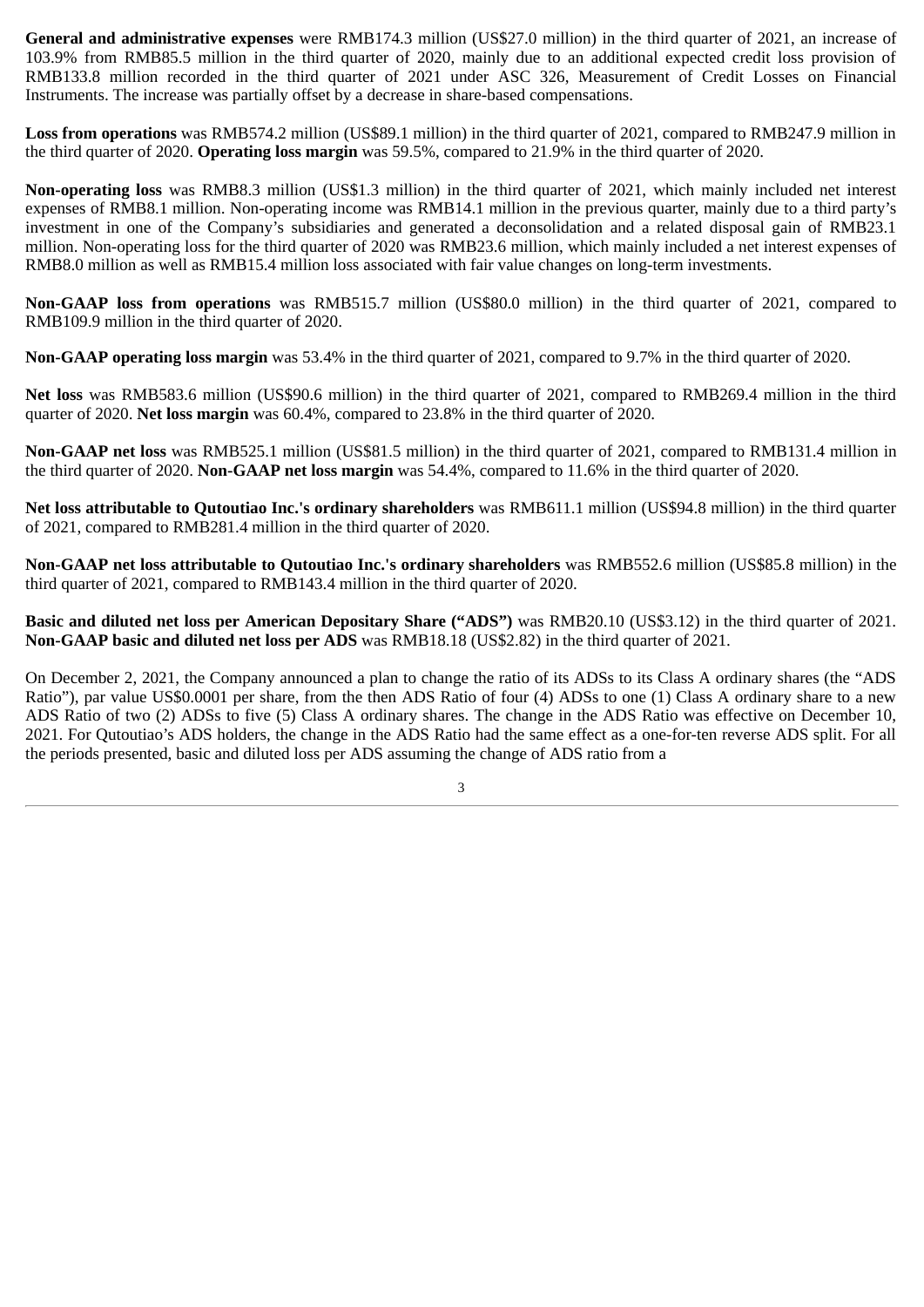**General and administrative expenses** were RMB174.3 million (US$27.0 million) in the third quarter of 2021, an increase of 103.9% from RMB85.5 million in the third quarter of 2020, mainly due to an additional expected credit loss provision of RMB133.8 million recorded in the third quarter of 2021 under ASC 326, Measurement of Credit Losses on Financial Instruments. The increase was partially offset by a decrease in share-based compensations.

**Loss from operations** was RMB574.2 million (US$89.1 million) in the third quarter of 2021, compared to RMB247.9 million in the third quarter of 2020. **Operating loss margin** was 59.5%, compared to 21.9% in the third quarter of 2020.

**Non-operating loss** was RMB8.3 million (US$1.3 million) in the third quarter of 2021, which mainly included net interest expenses of RMB8.1 million. Non-operating income was RMB14.1 million in the previous quarter, mainly due to a third party's investment in one of the Company's subsidiaries and generated a deconsolidation and a related disposal gain of RMB23.1 million. Non-operating loss for the third quarter of 2020 was RMB23.6 million, which mainly included a net interest expenses of RMB8.0 million as well as RMB15.4 million loss associated with fair value changes on long-term investments.

**Non-GAAP loss from operations** was RMB515.7 million (US$80.0 million) in the third quarter of 2021, compared to RMB109.9 million in the third quarter of 2020.

**Non-GAAP operating loss margin** was 53.4% in the third quarter of 2021, compared to 9.7% in the third quarter of 2020.

**Net loss** was RMB583.6 million (US$90.6 million) in the third quarter of 2021, compared to RMB269.4 million in the third quarter of 2020. **Net loss margin** was 60.4%, compared to 23.8% in the third quarter of 2020.

**Non-GAAP net loss** was RMB525.1 million (US$81.5 million) in the third quarter of 2021, compared to RMB131.4 million in the third quarter of 2020. **Non-GAAP net loss margin** was 54.4%, compared to 11.6% in the third quarter of 2020.

**Net loss attributable to Qutoutiao Inc.'s ordinary shareholders** was RMB611.1 million (US$94.8 million) in the third quarter of 2021, compared to RMB281.4 million in the third quarter of 2020.

**Non-GAAP net loss attributable to Qutoutiao Inc.'s ordinary shareholders** was RMB552.6 million (US$85.8 million) in the third quarter of 2021, compared to RMB143.4 million in the third quarter of 2020.

**Basic and diluted net loss per American Depositary Share ("ADS")** was RMB20.10 (US$3.12) in the third quarter of 2021. **Non-GAAP basic and diluted net loss per ADS** was RMB18.18 (US$2.82) in the third quarter of 2021.

On December 2, 2021, the Company announced a plan to change the ratio of its ADSs to its Class A ordinary shares (the "ADS Ratio"), par value US$0.0001 per share, from the then ADS Ratio of four (4) ADSs to one (1) Class A ordinary share to a new ADS Ratio of two (2) ADSs to five (5) Class A ordinary shares. The change in the ADS Ratio was effective on December 10, 2021. For Qutoutiao's ADS holders, the change in the ADS Ratio had the same effect as a one-for-ten reverse ADS split. For all the periods presented, basic and diluted loss per ADS assuming the change of ADS ratio from a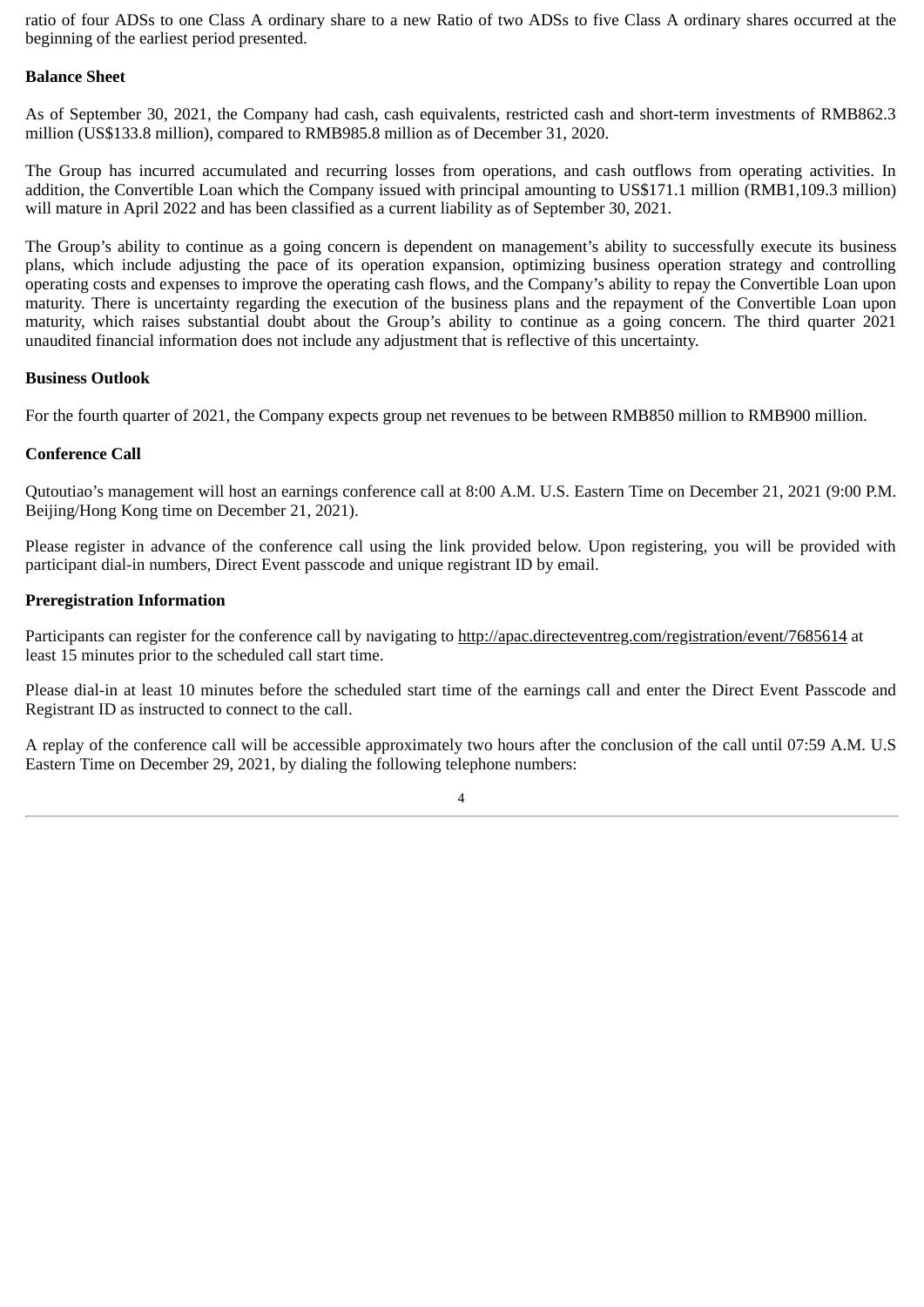ratio of four ADSs to one Class A ordinary share to a new Ratio of two ADSs to five Class A ordinary shares occurred at the beginning of the earliest period presented.

**Balance Sheet**

As of September 30, 2021, the Company had cash, cash equivalents, restricted cash and short-term investments of RMB862.3 million (US$133.8 million), compared to RMB985.8 million as of December 31, 2020.

The Group has incurred accumulated and recurring losses from operations, and cash outflows from operating activities. In addition, the Convertible Loan which the Company issued with principal amounting to US$171.1 million (RMB1,109.3 million) will mature in April 2022 and has been classified as a current liability as of September 30, 2021.

The Group's ability to continue as a going concern is dependent on management's ability to successfully execute its business plans, which include adjusting the pace of its operation expansion, optimizing business operation strategy and controlling operating costs and expenses to improve the operating cash flows, and the Company's ability to repay the Convertible Loan upon maturity. There is uncertainty regarding the execution of the business plans and the repayment of the Convertible Loan upon maturity, which raises substantial doubt about the Group's ability to continue as a going concern. The third quarter 2021 unaudited financial information does not include any adjustment that is reflective of this uncertainty.

**Business Outlook**

For the fourth quarter of 2021, the Company expects group net revenues to be between RMB850 million to RMB900 million.

**Conference Call**

Qutoutiao's management will host an earnings conference call at 8:00 A.M. U.S. Eastern Time on December 21, 2021 (9:00 P.M. Beijing/Hong Kong time on December 21, 2021).

Please register in advance of the conference call using the link provided below. Upon registering, you will be provided with participant dial-in numbers, Direct Event passcode and unique registrant ID by email.

**Preregistration Information**

Participants can register for the conference call by navigating to http://apac.directeventreg.com/registration/event/7685614 at least 15 minutes prior to the scheduled call start time.

Please dial-in at least 10 minutes before the scheduled start time of the earnings call and enter the Direct Event Passcode and Registrant ID as instructed to connect to the call.

A replay of the conference call will be accessible approximately two hours after the conclusion of the call until 07:59 A.M. U.S Eastern Time on December 29, 2021, by dialing the following telephone numbers: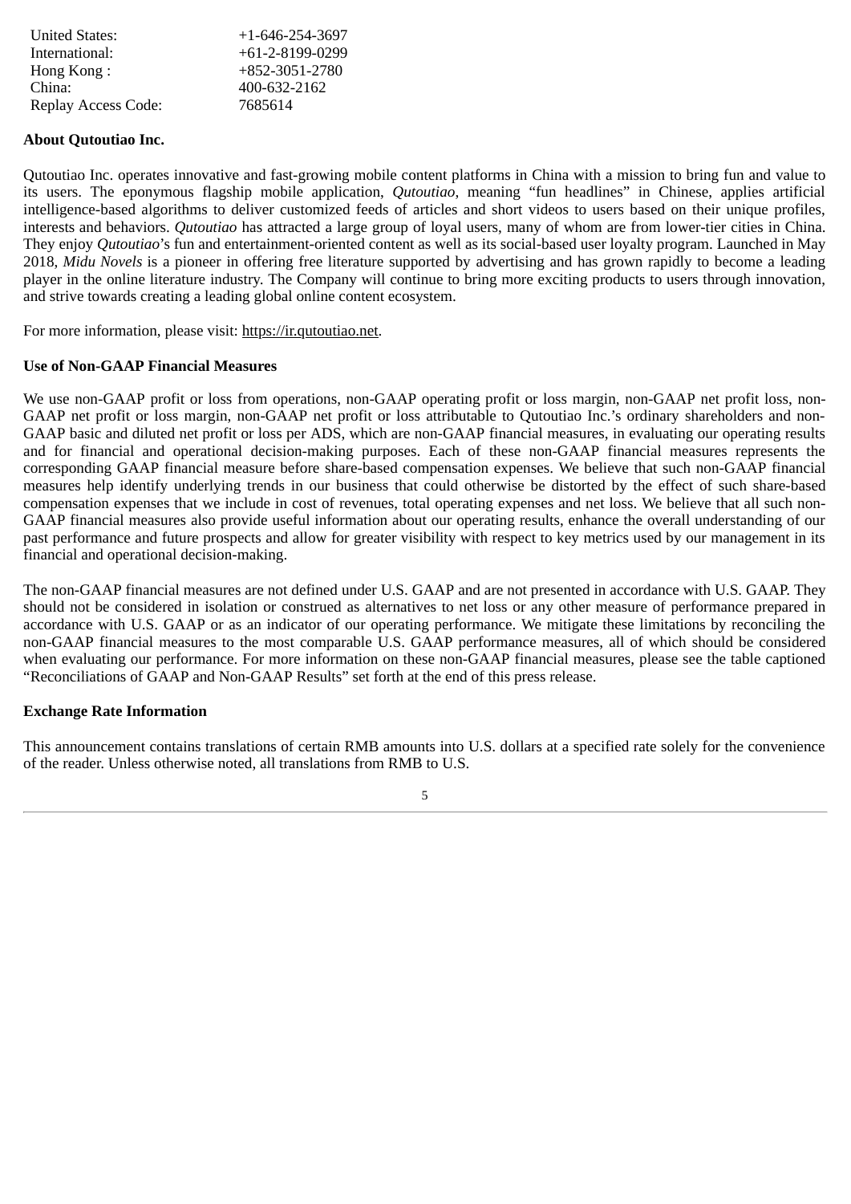| | |
|---|---|
| United States: | +1-646-254-3697 |
| International: | +61-2-8199-0299 |
| Hong Kong : | +852-3051-2780 |
| China: | 400-632-2162 |
| Replay Access Code: | 7685614 |

**About Qutoutiao Inc.**

Qutoutiao Inc. operates innovative and fast-growing mobile content platforms in China with a mission to bring fun and value to its users. The eponymous flagship mobile application, *Qutoutiao*, meaning "fun headlines" in Chinese, applies artificial intelligence-based algorithms to deliver customized feeds of articles and short videos to users based on their unique profiles, interests and behaviors. *Qutoutiao* has attracted a large group of loyal users, many of whom are from lower-tier cities in China. They enjoy *Qutoutiao*'s fun and entertainment-oriented content as well as its social-based user loyalty program. Launched in May 2018, *Midu Novels* is a pioneer in offering free literature supported by advertising and has grown rapidly to become a leading player in the online literature industry. The Company will continue to bring more exciting products to users through innovation, and strive towards creating a leading global online content ecosystem.

For more information, please visit: https://ir.qutoutiao.net.

**Use of Non-GAAP Financial Measures**

We use non-GAAP profit or loss from operations, non-GAAP operating profit or loss margin, non-GAAP net profit loss, non-GAAP net profit or loss margin, non-GAAP net profit or loss attributable to Qutoutiao Inc.'s ordinary shareholders and non-GAAP basic and diluted net profit or loss per ADS, which are non-GAAP financial measures, in evaluating our operating results and for financial and operational decision-making purposes. Each of these non-GAAP financial measures represents the corresponding GAAP financial measure before share-based compensation expenses. We believe that such non-GAAP financial measures help identify underlying trends in our business that could otherwise be distorted by the effect of such share-based compensation expenses that we include in cost of revenues, total operating expenses and net loss. We believe that all such non-GAAP financial measures also provide useful information about our operating results, enhance the overall understanding of our past performance and future prospects and allow for greater visibility with respect to key metrics used by our management in its financial and operational decision-making.

The non-GAAP financial measures are not defined under U.S. GAAP and are not presented in accordance with U.S. GAAP. They should not be considered in isolation or construed as alternatives to net loss or any other measure of performance prepared in accordance with U.S. GAAP or as an indicator of our operating performance. We mitigate these limitations by reconciling the non-GAAP financial measures to the most comparable U.S. GAAP performance measures, all of which should be considered when evaluating our performance. For more information on these non-GAAP financial measures, please see the table captioned "Reconciliations of GAAP and Non-GAAP Results" set forth at the end of this press release.

**Exchange Rate Information**

This announcement contains translations of certain RMB amounts into U.S. dollars at a specified rate solely for the convenience of the reader. Unless otherwise noted, all translations from RMB to U.S.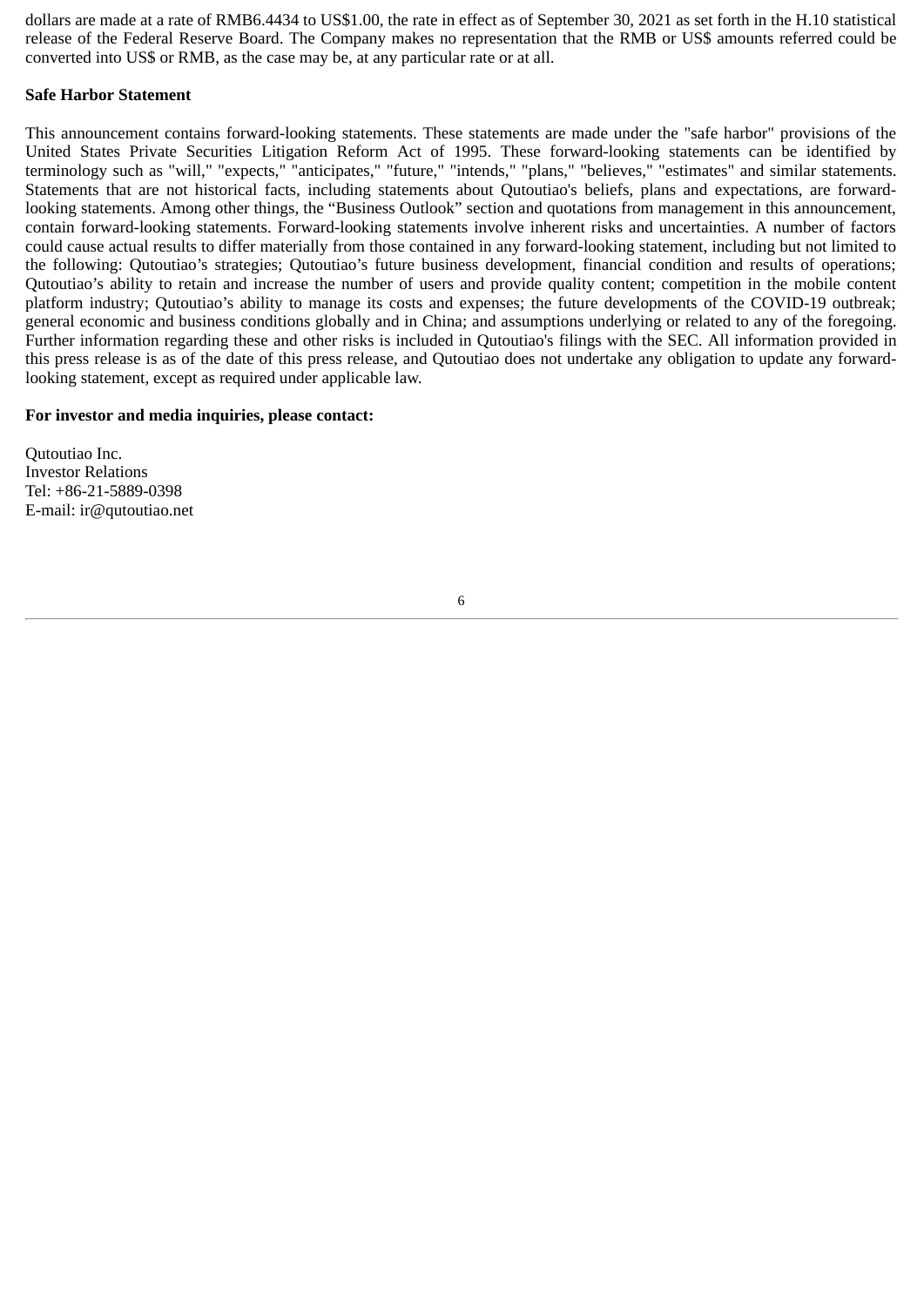dollars are made at a rate of RMB6.4434 to US$1.00, the rate in effect as of September 30, 2021 as set forth in the H.10 statistical release of the Federal Reserve Board. The Company makes no representation that the RMB or US$ amounts referred could be converted into US$ or RMB, as the case may be, at any particular rate or at all.

**Safe Harbor Statement**

This announcement contains forward-looking statements. These statements are made under the "safe harbor" provisions of the United States Private Securities Litigation Reform Act of 1995. These forward-looking statements can be identified by terminology such as "will," "expects," "anticipates," "future," "intends," "plans," "believes," "estimates" and similar statements. Statements that are not historical facts, including statements about Qutoutiao's beliefs, plans and expectations, are forward-looking statements. Among other things, the "Business Outlook" section and quotations from management in this announcement, contain forward-looking statements. Forward-looking statements involve inherent risks and uncertainties. A number of factors could cause actual results to differ materially from those contained in any forward-looking statement, including but not limited to the following: Qutoutiao's strategies; Qutoutiao's future business development, financial condition and results of operations; Qutoutiao's ability to retain and increase the number of users and provide quality content; competition in the mobile content platform industry; Qutoutiao's ability to manage its costs and expenses; the future developments of the COVID-19 outbreak; general economic and business conditions globally and in China; and assumptions underlying or related to any of the foregoing. Further information regarding these and other risks is included in Qutoutiao's filings with the SEC. All information provided in this press release is as of the date of this press release, and Qutoutiao does not undertake any obligation to update any forward-looking statement, except as required under applicable law.

**For investor and media inquiries, please contact:**

Qutoutiao Inc.
Investor Relations
Tel: +86-21-5889-0398
E-mail: ir@qutoutiao.net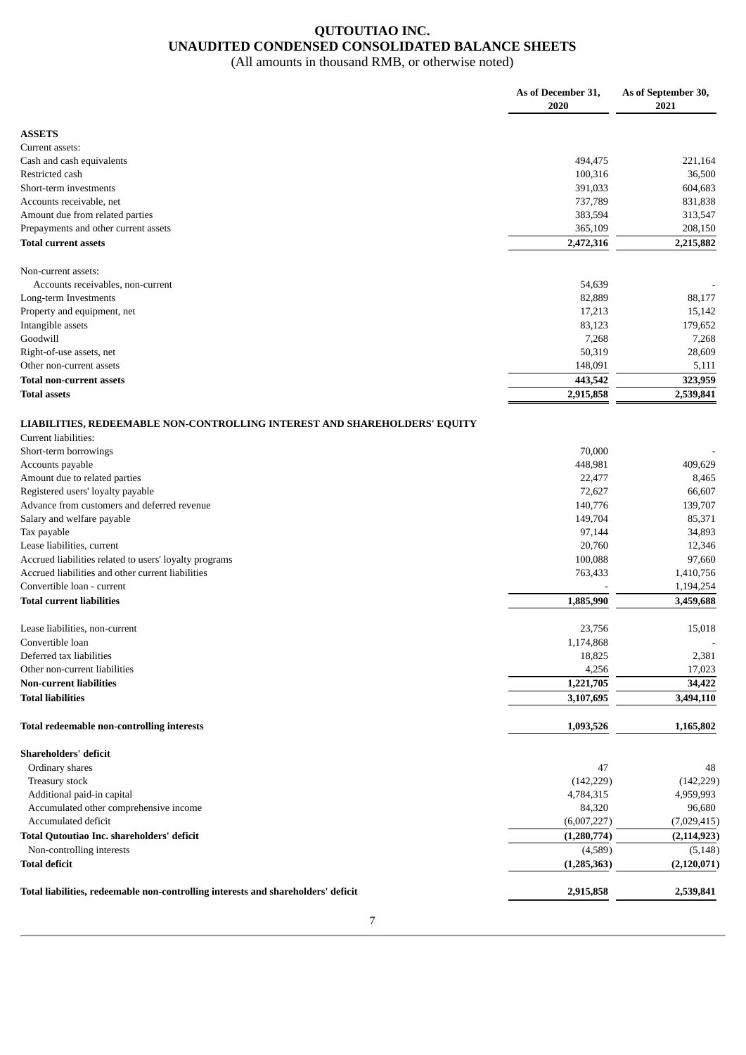# QUTOUTIAO INC.
## UNAUDITED CONDENSED CONSOLIDATED BALANCE SHEETS
(All amounts in thousand RMB, or otherwise noted)

| | As of December 31, 2020 | As of September 30, 2021 |
|---|---|---|
| **ASSETS** | | |
| Current assets: | | |
| Cash and cash equivalents | 494,475 | 221,164 |
| Restricted cash | 100,316 | 36,500 |
| Short-term investments | 391,033 | 604,683 |
| Accounts receivable, net | 737,789 | 831,838 |
| Amount due from related parties | 383,594 | 313,547 |
| Prepayments and other current assets | 365,109 | 208,150 |
| **Total current assets** | **2,472,316** | **2,215,882** |
| Non-current assets: | | |
| Accounts receivables, non-current | 54,639 | - |
| Long-term Investments | 82,889 | 88,177 |
| Property and equipment, net | 17,213 | 15,142 |
| Intangible assets | 83,123 | 179,652 |
| Goodwill | 7,268 | 7,268 |
| Right-of-use assets, net | 50,319 | 28,609 |
| Other non-current assets | 148,091 | 5,111 |
| **Total non-current assets** | **443,542** | **323,959** |
| **Total assets** | **2,915,858** | **2,539,841** |
| **LIABILITIES, REDEEMABLE NON-CONTROLLING INTEREST AND SHAREHOLDERS' EQUITY** | | |
| Current liabilities: | | |
| Short-term borrowings | 70,000 | - |
| Accounts payable | 448,981 | 409,629 |
| Amount due to related parties | 22,477 | 8,465 |
| Registered users' loyalty payable | 72,627 | 66,607 |
| Advance from customers and deferred revenue | 140,776 | 139,707 |
| Salary and welfare payable | 149,704 | 85,371 |
| Tax payable | 97,144 | 34,893 |
| Lease liabilities, current | 20,760 | 12,346 |
| Accrued liabilities related to users' loyalty programs | 100,088 | 97,660 |
| Accrued liabilities and other current liabilities | 763,433 | 1,410,756 |
| Convertible loan - current | - | 1,194,254 |
| **Total current liabilities** | **1,885,990** | **3,459,688** |
| Lease liabilities, non-current | 23,756 | 15,018 |
| Convertible loan | 1,174,868 | - |
| Deferred tax liabilities | 18,825 | 2,381 |
| Other non-current liabilities | 4,256 | 17,023 |
| **Non-current liabilities** | **1,221,705** | **34,422** |
| **Total liabilities** | **3,107,695** | **3,494,110** |
| **Total redeemable non-controlling interests** | **1,093,526** | **1,165,802** |
| **Shareholders' deficit** | | |
| Ordinary shares | 47 | 48 |
| Treasury stock | (142,229) | (142,229) |
| Additional paid-in capital | 4,784,315 | 4,959,993 |
| Accumulated other comprehensive income | 84,320 | 96,680 |
| Accumulated deficit | (6,007,227) | (7,029,415) |
| **Total Qutoutiao Inc. shareholders' deficit** | **(1,280,774)** | **(2,114,923)** |
| Non-controlling interests | (4,589) | (5,148) |
| **Total deficit** | **(1,285,363)** | **(2,120,071)** |
| **Total liabilities, redeemable non-controlling interests and shareholders' deficit** | **2,915,858** | **2,539,841** |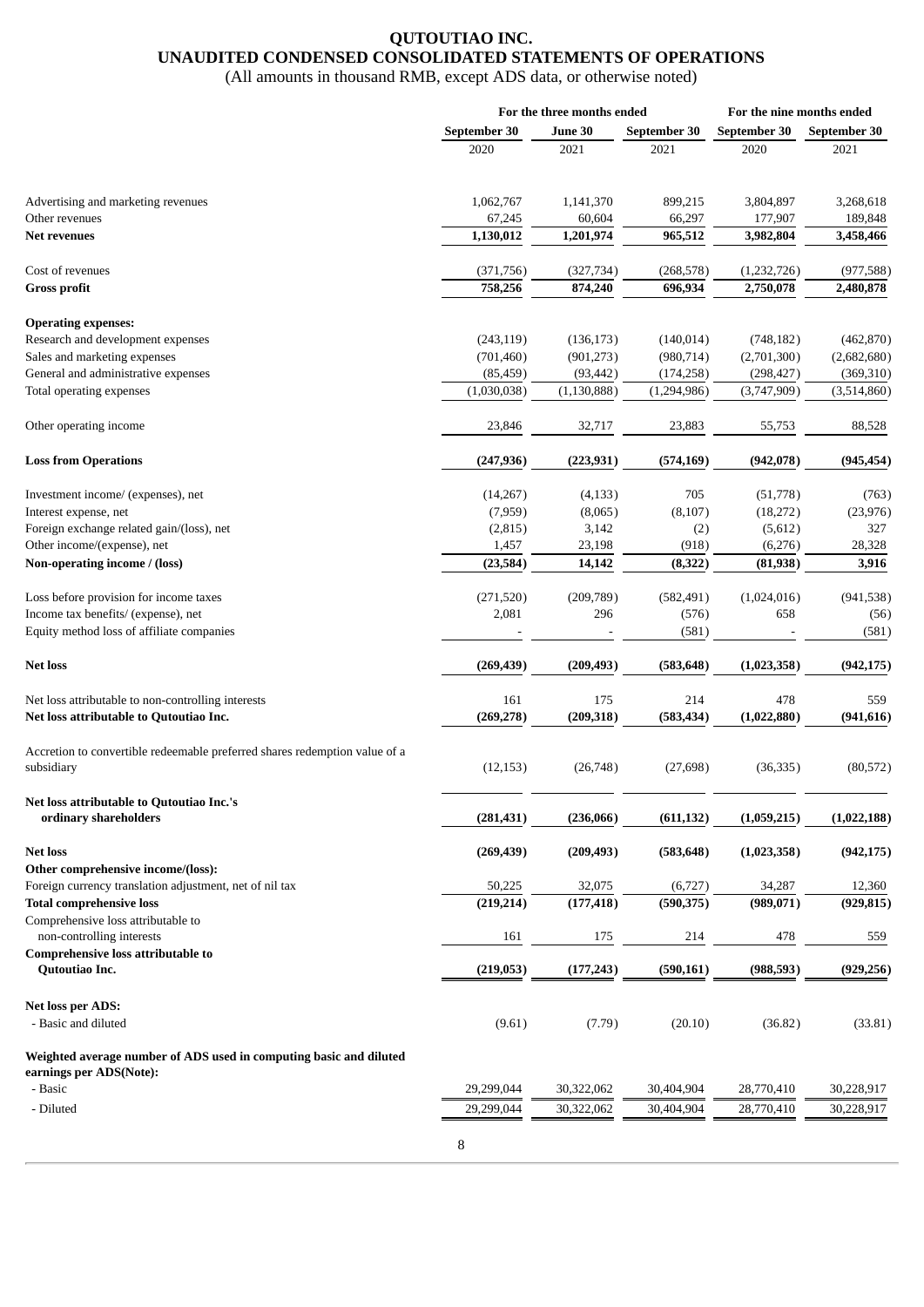# QUTOUTIAO INC.
## UNAUDITED CONDENSED CONSOLIDATED STATEMENTS OF OPERATIONS

(All amounts in thousand RMB, except ADS data, or otherwise noted)

| | For the three months ended | | | For the nine months ended | |
|---|---|---|---|---|---|
| | September 30 | June 30 | September 30 | September 30 | September 30 |
| | 2020 | 2021 | 2021 | 2020 | 2021 |
| Advertising and marketing revenues | 1,062,767 | 1,141,370 | 899,215 | 3,804,897 | 3,268,618 |
| Other revenues | 67,245 | 60,604 | 66,297 | 177,907 | 189,848 |
| **Net revenues** | **1,130,012** | **1,201,974** | **965,512** | **3,982,804** | **3,458,466** |
| Cost of revenues | (371,756) | (327,734) | (268,578) | (1,232,726) | (977,588) |
| **Gross profit** | **758,256** | **874,240** | **696,934** | **2,750,078** | **2,480,878** |
| **Operating expenses:** | | | | | |
| Research and development expenses | (243,119) | (136,173) | (140,014) | (748,182) | (462,870) |
| Sales and marketing expenses | (701,460) | (901,273) | (980,714) | (2,701,300) | (2,682,680) |
| General and administrative expenses | (85,459) | (93,442) | (174,258) | (298,427) | (369,310) |
| Total operating expenses | (1,030,038) | (1,130,888) | (1,294,986) | (3,747,909) | (3,514,860) |
| Other operating income | 23,846 | 32,717 | 23,883 | 55,753 | 88,528 |
| **Loss from Operations** | **(247,936)** | **(223,931)** | **(574,169)** | **(942,078)** | **(945,454)** |
| Investment income/ (expenses), net | (14,267) | (4,133) | 705 | (51,778) | (763) |
| Interest expense, net | (7,959) | (8,065) | (8,107) | (18,272) | (23,976) |
| Foreign exchange related gain/(loss), net | (2,815) | 3,142 | (2) | (5,612) | 327 |
| Other income/(expense), net | 1,457 | 23,198 | (918) | (6,276) | 28,328 |
| **Non-operating income / (loss)** | **(23,584)** | **14,142** | **(8,322)** | **(81,938)** | **3,916** |
| Loss before provision for income taxes | (271,520) | (209,789) | (582,491) | (1,024,016) | (941,538) |
| Income tax benefits/ (expense), net | 2,081 | 296 | (576) | 658 | (56) |
| Equity method loss of affiliate companies | - | - | (581) | - | (581) |
| **Net loss** | **(269,439)** | **(209,493)** | **(583,648)** | **(1,023,358)** | **(942,175)** |
| Net loss attributable to non-controlling interests | 161 | 175 | 214 | 478 | 559 |
| **Net loss attributable to Qutoutiao Inc.** | **(269,278)** | **(209,318)** | **(583,434)** | **(1,022,880)** | **(941,616)** |
| Accretion to convertible redeemable preferred shares redemption value of a subsidiary | (12,153) | (26,748) | (27,698) | (36,335) | (80,572) |
| **Net loss attributable to Qutoutiao Inc.'s ordinary shareholders** | **(281,431)** | **(236,066)** | **(611,132)** | **(1,059,215)** | **(1,022,188)** |
| **Net loss** | **(269,439)** | **(209,493)** | **(583,648)** | **(1,023,358)** | **(942,175)** |
| **Other comprehensive income/(loss):** | | | | | |
| Foreign currency translation adjustment, net of nil tax | 50,225 | 32,075 | (6,727) | 34,287 | 12,360 |
| **Total comprehensive loss** | **(219,214)** | **(177,418)** | **(590,375)** | **(989,071)** | **(929,815)** |
| Comprehensive loss attributable to non-controlling interests | 161 | 175 | 214 | 478 | 559 |
| **Comprehensive loss attributable to Qutoutiao Inc.** | **(219,053)** | **(177,243)** | **(590,161)** | **(988,593)** | **(929,256)** |
| **Net loss per ADS:** | | | | | |
| - Basic and diluted | (9.61) | (7.79) | (20.10) | (36.82) | (33.81) |
| **Weighted average number of ADS used in computing basic and diluted earnings per ADS(Note):** | | | | | |
| - Basic | 29,299,044 | 30,322,062 | 30,404,904 | 28,770,410 | 30,228,917 |
| - Diluted | 29,299,044 | 30,322,062 | 30,404,904 | 28,770,410 | 30,228,917 |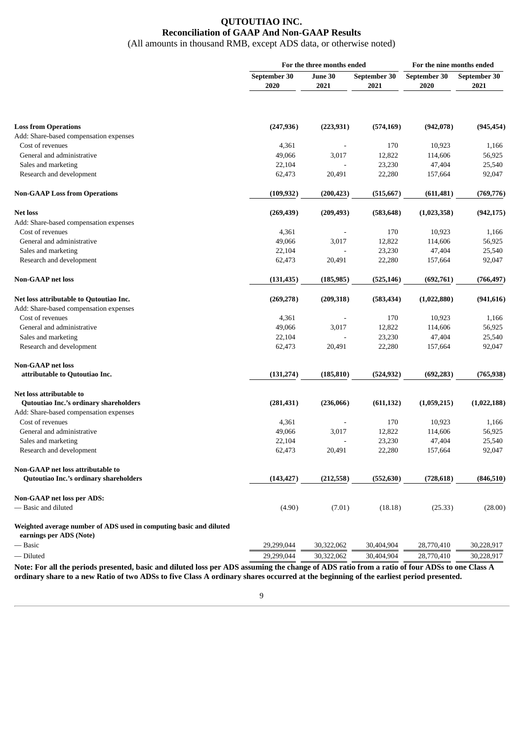# QUTOUTIAO INC.

## Reconciliation of GAAP And Non-GAAP Results

(All amounts in thousand RMB, except ADS data, or otherwise noted)

| | For the three months ended | | | For the nine months ended | |
|---|---|---|---|---|---|
| | September 30 2020 | June 30 2021 | September 30 2021 | September 30 2020 | September 30 2021 |
| **Loss from Operations** | **(247,936)** | **(223,931)** | **(574,169)** | **(942,078)** | **(945,454)** |
| Add: Share-based compensation expenses | | | | | |
| Cost of revenues | 4,361 | - | 170 | 10,923 | 1,166 |
| General and administrative | 49,066 | 3,017 | 12,822 | 114,606 | 56,925 |
| Sales and marketing | 22,104 | - | 23,230 | 47,404 | 25,540 |
| Research and development | 62,473 | 20,491 | 22,280 | 157,664 | 92,047 |
| **Non-GAAP Loss from Operations** | **(109,932)** | **(200,423)** | **(515,667)** | **(611,481)** | **(769,776)** |
| **Net loss** | **(269,439)** | **(209,493)** | **(583,648)** | **(1,023,358)** | **(942,175)** |
| Add: Share-based compensation expenses | | | | | |
| Cost of revenues | 4,361 | - | 170 | 10,923 | 1,166 |
| General and administrative | 49,066 | 3,017 | 12,822 | 114,606 | 56,925 |
| Sales and marketing | 22,104 | - | 23,230 | 47,404 | 25,540 |
| Research and development | 62,473 | 20,491 | 22,280 | 157,664 | 92,047 |
| **Non-GAAP net loss** | **(131,435)** | **(185,985)** | **(525,146)** | **(692,761)** | **(766,497)** |
| **Net loss attributable to Qutoutiao Inc.** | **(269,278)** | **(209,318)** | **(583,434)** | **(1,022,880)** | **(941,616)** |
| Add: Share-based compensation expenses | | | | | |
| Cost of revenues | 4,361 | - | 170 | 10,923 | 1,166 |
| General and administrative | 49,066 | 3,017 | 12,822 | 114,606 | 56,925 |
| Sales and marketing | 22,104 | - | 23,230 | 47,404 | 25,540 |
| Research and development | 62,473 | 20,491 | 22,280 | 157,664 | 92,047 |
| **Non-GAAP net loss attributable to Qutoutiao Inc.** | **(131,274)** | **(185,810)** | **(524,932)** | **(692,283)** | **(765,938)** |
| **Net loss attributable to Qutoutiao Inc.'s ordinary shareholders** | **(281,431)** | **(236,066)** | **(611,132)** | **(1,059,215)** | **(1,022,188)** |
| Add: Share-based compensation expenses | | | | | |
| Cost of revenues | 4,361 | - | 170 | 10,923 | 1,166 |
| General and administrative | 49,066 | 3,017 | 12,822 | 114,606 | 56,925 |
| Sales and marketing | 22,104 | - | 23,230 | 47,404 | 25,540 |
| Research and development | 62,473 | 20,491 | 22,280 | 157,664 | 92,047 |
| **Non-GAAP net loss attributable to Qutoutiao Inc.'s ordinary shareholders** | **(143,427)** | **(212,558)** | **(552,630)** | **(728,618)** | **(846,510)** |
| **Non-GAAP net loss per ADS:** | | | | | |
| — Basic and diluted | (4.90) | (7.01) | (18.18) | (25.33) | (28.00) |
| **Weighted average number of ADS used in computing basic and diluted earnings per ADS (Note)** | | | | | |
| — Basic | 29,299,044 | 30,322,062 | 30,404,904 | 28,770,410 | 30,228,917 |
| — Diluted | 29,299,044 | 30,322,062 | 30,404,904 | 28,770,410 | 30,228,917 |

**Note: For all the periods presented, basic and diluted loss per ADS assuming the change of ADS ratio from a ratio of four ADSs to one Class A ordinary share to a new Ratio of two ADSs to five Class A ordinary shares occurred at the beginning of the earliest period presented.**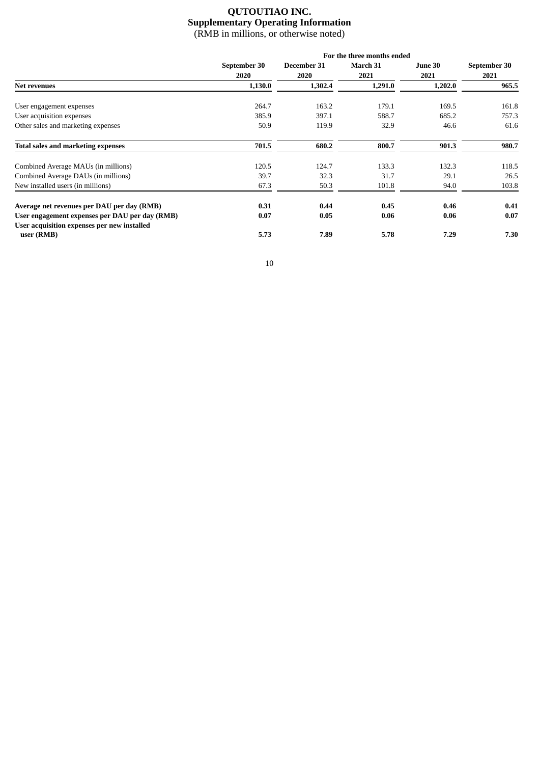# QUTOUTIAO INC.
## Supplementary Operating Information
(RMB in millions, or otherwise noted)

| | For the three months ended | | | | |
|---|---|---|---|---|---|
| | September 30 2020 | December 31 2020 | March 31 2021 | June 30 2021 | September 30 2021 |
| **Net revenues** | **1,130.0** | **1,302.4** | **1,291.0** | **1,202.0** | **965.5** |
| User engagement expenses | 264.7 | 163.2 | 179.1 | 169.5 | 161.8 |
| User acquisition expenses | 385.9 | 397.1 | 588.7 | 685.2 | 757.3 |
| Other sales and marketing expenses | 50.9 | 119.9 | 32.9 | 46.6 | 61.6 |
| **Total sales and marketing expenses** | **701.5** | **680.2** | **800.7** | **901.3** | **980.7** |
| Combined Average MAUs (in millions) | 120.5 | 124.7 | 133.3 | 132.3 | 118.5 |
| Combined Average DAUs (in millions) | 39.7 | 32.3 | 31.7 | 29.1 | 26.5 |
| New installed users (in millions) | 67.3 | 50.3 | 101.8 | 94.0 | 103.8 |
| **Average net revenues per DAU per day (RMB)** | **0.31** | **0.44** | **0.45** | **0.46** | **0.41** |
| **User engagement expenses per DAU per day (RMB)** | **0.07** | **0.05** | **0.06** | **0.06** | **0.07** |
| **User acquisition expenses per new installed user (RMB)** | **5.73** | **7.89** | **5.78** | **7.29** | **7.30** |